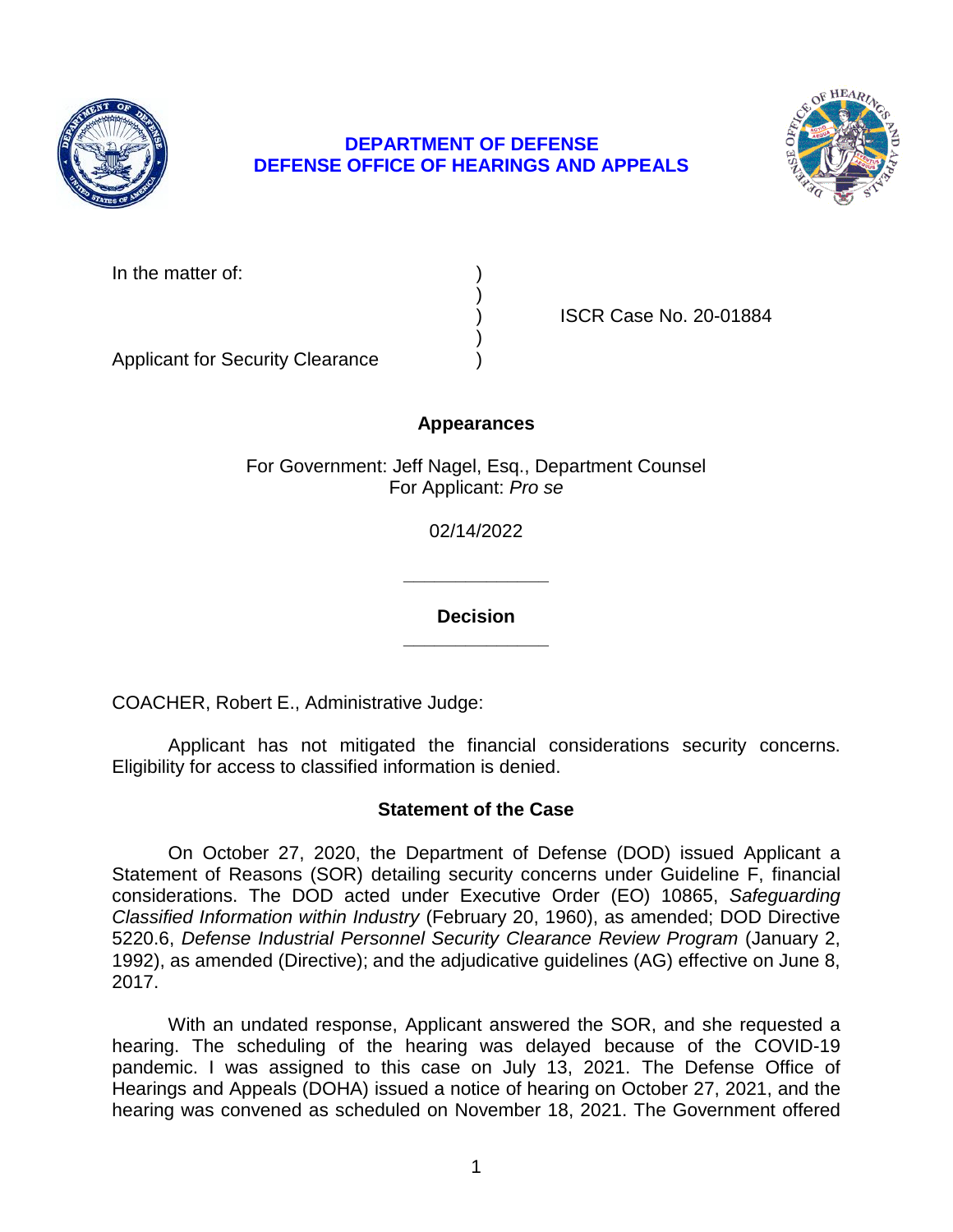**DEPARTMENT OF DEFENSE**
**DEFENSE OFFICE OF HEARINGS AND APPEALS**

In the matter of: )
 )
 ) ISCR Case No. 20-01884
 )
Applicant for Security Clearance )

**Appearances**

For Government: Jeff Nagel, Esq., Department Counsel
For Applicant: *Pro se*

02/14/2022

______________

**Decision**

______________

COACHER, Robert E., Administrative Judge:

Applicant has not mitigated the financial considerations security concerns. Eligibility for access to classified information is denied.

**Statement of the Case**

On October 27, 2020, the Department of Defense (DOD) issued Applicant a Statement of Reasons (SOR) detailing security concerns under Guideline F, financial considerations. The DOD acted under Executive Order (EO) 10865, *Safeguarding Classified Information within Industry* (February 20, 1960), as amended; DOD Directive 5220.6, *Defense Industrial Personnel Security Clearance Review Program* (January 2, 1992), as amended (Directive); and the adjudicative guidelines (AG) effective on June 8, 2017.

With an undated response, Applicant answered the SOR, and she requested a hearing. The scheduling of the hearing was delayed because of the COVID-19 pandemic. I was assigned to this case on July 13, 2021. The Defense Office of Hearings and Appeals (DOHA) issued a notice of hearing on October 27, 2021, and the hearing was convened as scheduled on November 18, 2021. The Government offered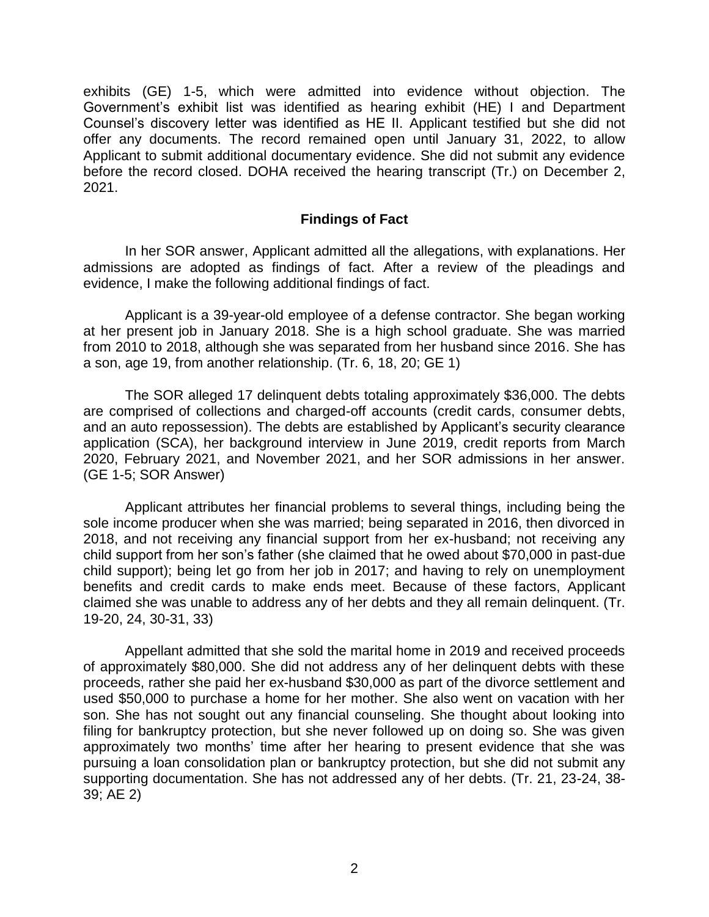exhibits (GE) 1-5, which were admitted into evidence without objection. The Government's exhibit list was identified as hearing exhibit (HE) I and Department Counsel's discovery letter was identified as HE II. Applicant testified but she did not offer any documents. The record remained open until January 31, 2022, to allow Applicant to submit additional documentary evidence. She did not submit any evidence before the record closed. DOHA received the hearing transcript (Tr.) on December 2, 2021.

## Findings of Fact

In her SOR answer, Applicant admitted all the allegations, with explanations. Her admissions are adopted as findings of fact. After a review of the pleadings and evidence, I make the following additional findings of fact.

Applicant is a 39-year-old employee of a defense contractor. She began working at her present job in January 2018. She is a high school graduate. She was married from 2010 to 2018, although she was separated from her husband since 2016. She has a son, age 19, from another relationship. (Tr. 6, 18, 20; GE 1)

The SOR alleged 17 delinquent debts totaling approximately $36,000. The debts are comprised of collections and charged-off accounts (credit cards, consumer debts, and an auto repossession). The debts are established by Applicant's security clearance application (SCA), her background interview in June 2019, credit reports from March 2020, February 2021, and November 2021, and her SOR admissions in her answer. (GE 1-5; SOR Answer)

Applicant attributes her financial problems to several things, including being the sole income producer when she was married; being separated in 2016, then divorced in 2018, and not receiving any financial support from her ex-husband; not receiving any child support from her son's father (she claimed that he owed about $70,000 in past-due child support); being let go from her job in 2017; and having to rely on unemployment benefits and credit cards to make ends meet. Because of these factors, Applicant claimed she was unable to address any of her debts and they all remain delinquent. (Tr. 19-20, 24, 30-31, 33)

Appellant admitted that she sold the marital home in 2019 and received proceeds of approximately $80,000. She did not address any of her delinquent debts with these proceeds, rather she paid her ex-husband $30,000 as part of the divorce settlement and used $50,000 to purchase a home for her mother. She also went on vacation with her son. She has not sought out any financial counseling. She thought about looking into filing for bankruptcy protection, but she never followed up on doing so. She was given approximately two months' time after her hearing to present evidence that she was pursuing a loan consolidation plan or bankruptcy protection, but she did not submit any supporting documentation. She has not addressed any of her debts. (Tr. 21, 23-24, 38-39; AE 2)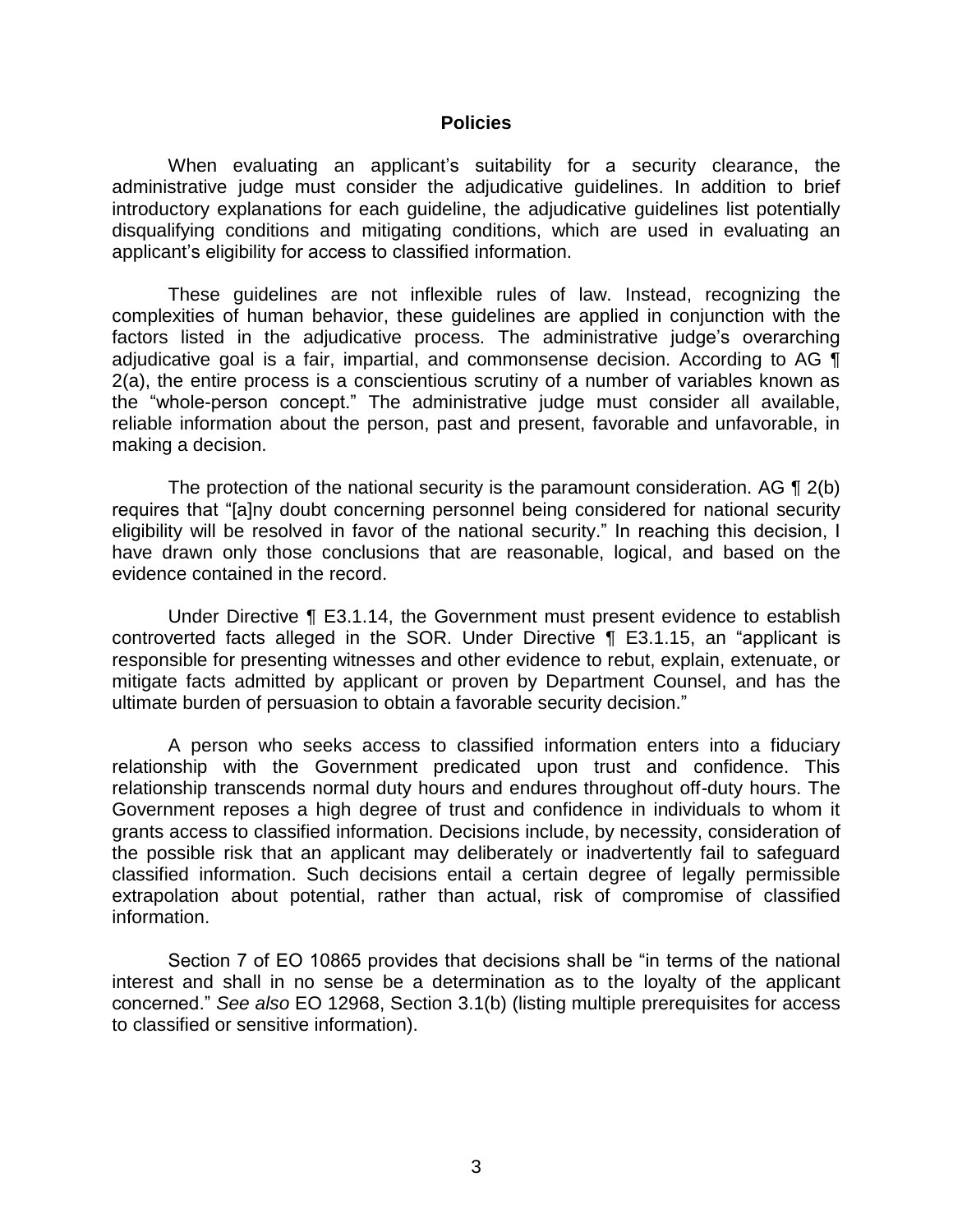## Policies

When evaluating an applicant's suitability for a security clearance, the administrative judge must consider the adjudicative guidelines. In addition to brief introductory explanations for each guideline, the adjudicative guidelines list potentially disqualifying conditions and mitigating conditions, which are used in evaluating an applicant's eligibility for access to classified information.

These guidelines are not inflexible rules of law. Instead, recognizing the complexities of human behavior, these guidelines are applied in conjunction with the factors listed in the adjudicative process. The administrative judge's overarching adjudicative goal is a fair, impartial, and commonsense decision. According to AG ¶ 2(a), the entire process is a conscientious scrutiny of a number of variables known as the "whole-person concept." The administrative judge must consider all available, reliable information about the person, past and present, favorable and unfavorable, in making a decision.

The protection of the national security is the paramount consideration. AG ¶ 2(b) requires that "[a]ny doubt concerning personnel being considered for national security eligibility will be resolved in favor of the national security." In reaching this decision, I have drawn only those conclusions that are reasonable, logical, and based on the evidence contained in the record.

Under Directive ¶ E3.1.14, the Government must present evidence to establish controverted facts alleged in the SOR. Under Directive ¶ E3.1.15, an "applicant is responsible for presenting witnesses and other evidence to rebut, explain, extenuate, or mitigate facts admitted by applicant or proven by Department Counsel, and has the ultimate burden of persuasion to obtain a favorable security decision."

A person who seeks access to classified information enters into a fiduciary relationship with the Government predicated upon trust and confidence. This relationship transcends normal duty hours and endures throughout off-duty hours. The Government reposes a high degree of trust and confidence in individuals to whom it grants access to classified information. Decisions include, by necessity, consideration of the possible risk that an applicant may deliberately or inadvertently fail to safeguard classified information. Such decisions entail a certain degree of legally permissible extrapolation about potential, rather than actual, risk of compromise of classified information.

Section 7 of EO 10865 provides that decisions shall be "in terms of the national interest and shall in no sense be a determination as to the loyalty of the applicant concerned." *See also* EO 12968, Section 3.1(b) (listing multiple prerequisites for access to classified or sensitive information).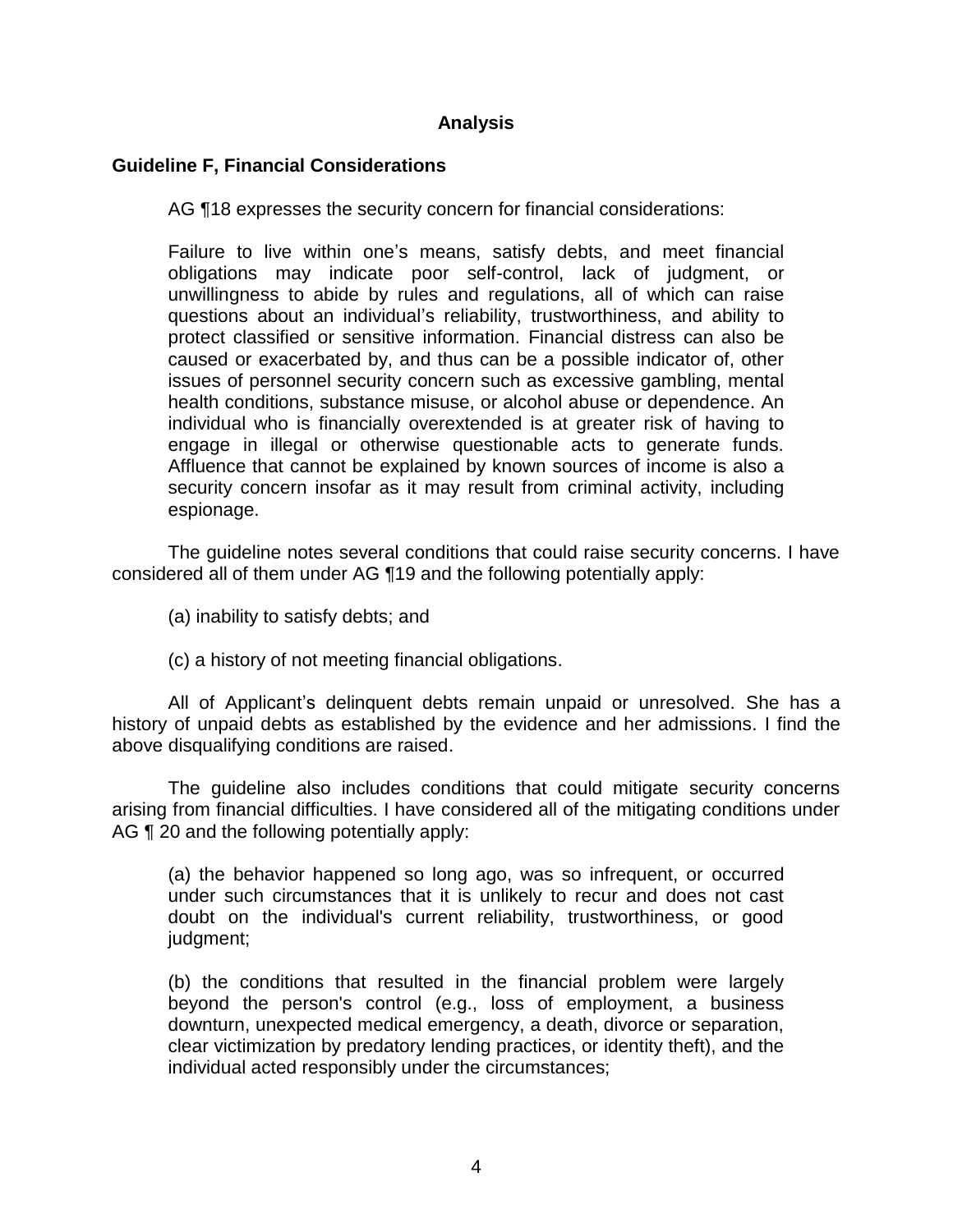## Analysis

### Guideline F, Financial Considerations

AG ¶18 expresses the security concern for financial considerations:

> Failure to live within one's means, satisfy debts, and meet financial obligations may indicate poor self-control, lack of judgment, or unwillingness to abide by rules and regulations, all of which can raise questions about an individual's reliability, trustworthiness, and ability to protect classified or sensitive information. Financial distress can also be caused or exacerbated by, and thus can be a possible indicator of, other issues of personnel security concern such as excessive gambling, mental health conditions, substance misuse, or alcohol abuse or dependence. An individual who is financially overextended is at greater risk of having to engage in illegal or otherwise questionable acts to generate funds. Affluence that cannot be explained by known sources of income is also a security concern insofar as it may result from criminal activity, including espionage.

The guideline notes several conditions that could raise security concerns. I have considered all of them under AG ¶19 and the following potentially apply:

> (a) inability to satisfy debts; and
>
> (c) a history of not meeting financial obligations.

All of Applicant's delinquent debts remain unpaid or unresolved. She has a history of unpaid debts as established by the evidence and her admissions. I find the above disqualifying conditions are raised.

The guideline also includes conditions that could mitigate security concerns arising from financial difficulties. I have considered all of the mitigating conditions under AG ¶ 20 and the following potentially apply:

> (a) the behavior happened so long ago, was so infrequent, or occurred under such circumstances that it is unlikely to recur and does not cast doubt on the individual's current reliability, trustworthiness, or good judgment;
>
> (b) the conditions that resulted in the financial problem were largely beyond the person's control (e.g., loss of employment, a business downturn, unexpected medical emergency, a death, divorce or separation, clear victimization by predatory lending practices, or identity theft), and the individual acted responsibly under the circumstances;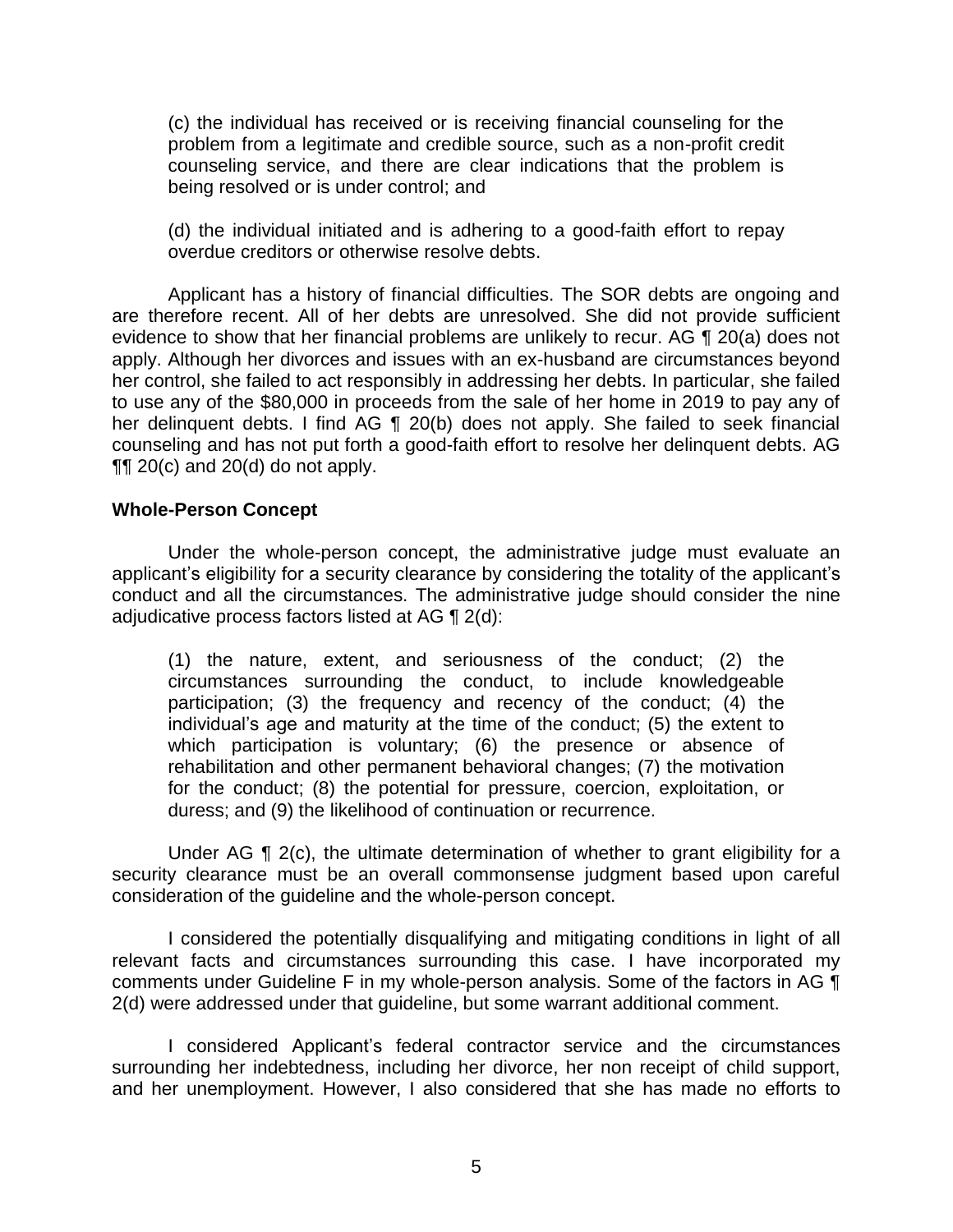(c) the individual has received or is receiving financial counseling for the problem from a legitimate and credible source, such as a non-profit credit counseling service, and there are clear indications that the problem is being resolved or is under control; and

(d) the individual initiated and is adhering to a good-faith effort to repay overdue creditors or otherwise resolve debts.

Applicant has a history of financial difficulties. The SOR debts are ongoing and are therefore recent. All of her debts are unresolved. She did not provide sufficient evidence to show that her financial problems are unlikely to recur. AG ¶ 20(a) does not apply. Although her divorces and issues with an ex-husband are circumstances beyond her control, she failed to act responsibly in addressing her debts. In particular, she failed to use any of the $80,000 in proceeds from the sale of her home in 2019 to pay any of her delinquent debts. I find AG ¶ 20(b) does not apply. She failed to seek financial counseling and has not put forth a good-faith effort to resolve her delinquent debts. AG ¶¶ 20(c) and 20(d) do not apply.

## Whole-Person Concept

Under the whole-person concept, the administrative judge must evaluate an applicant's eligibility for a security clearance by considering the totality of the applicant's conduct and all the circumstances. The administrative judge should consider the nine adjudicative process factors listed at AG ¶ 2(d):

(1) the nature, extent, and seriousness of the conduct; (2) the circumstances surrounding the conduct, to include knowledgeable participation; (3) the frequency and recency of the conduct; (4) the individual's age and maturity at the time of the conduct; (5) the extent to which participation is voluntary; (6) the presence or absence of rehabilitation and other permanent behavioral changes; (7) the motivation for the conduct; (8) the potential for pressure, coercion, exploitation, or duress; and (9) the likelihood of continuation or recurrence.

Under AG ¶ 2(c), the ultimate determination of whether to grant eligibility for a security clearance must be an overall commonsense judgment based upon careful consideration of the guideline and the whole-person concept.

I considered the potentially disqualifying and mitigating conditions in light of all relevant facts and circumstances surrounding this case. I have incorporated my comments under Guideline F in my whole-person analysis. Some of the factors in AG ¶ 2(d) were addressed under that guideline, but some warrant additional comment.

I considered Applicant's federal contractor service and the circumstances surrounding her indebtedness, including her divorce, her non receipt of child support, and her unemployment. However, I also considered that she has made no efforts to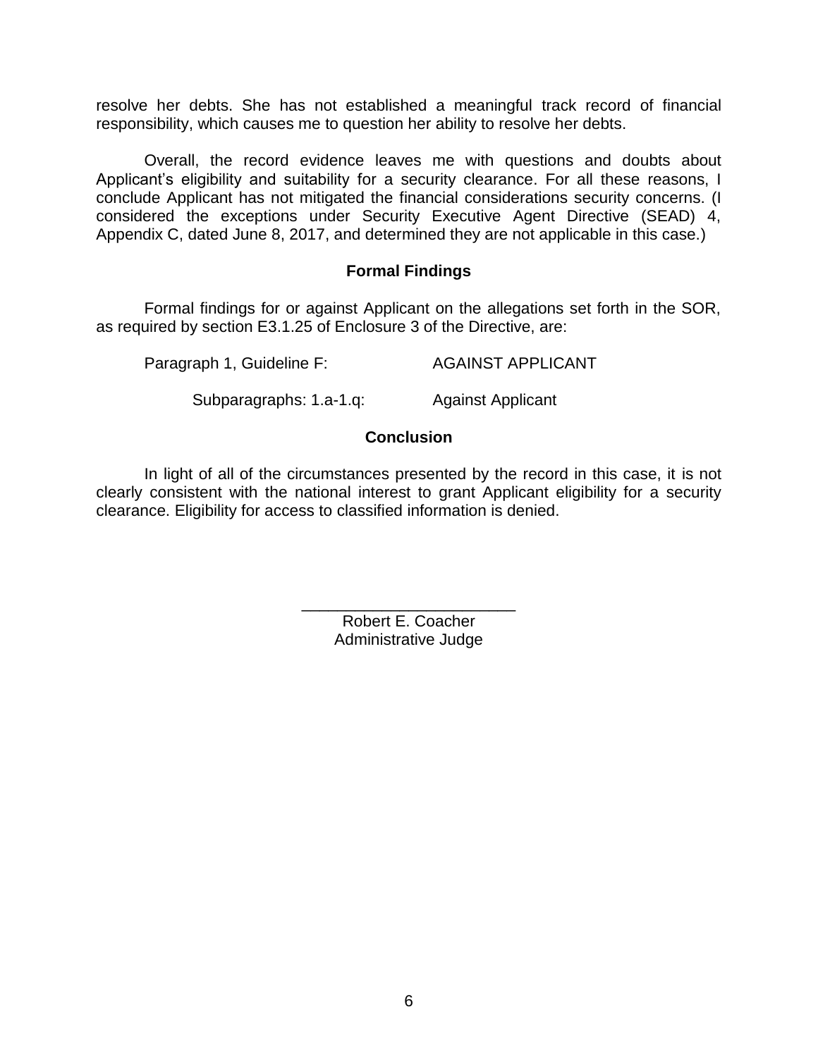resolve her debts. She has not established a meaningful track record of financial responsibility, which causes me to question her ability to resolve her debts.

Overall, the record evidence leaves me with questions and doubts about Applicant's eligibility and suitability for a security clearance. For all these reasons, I conclude Applicant has not mitigated the financial considerations security concerns. (I considered the exceptions under Security Executive Agent Directive (SEAD) 4, Appendix C, dated June 8, 2017, and determined they are not applicable in this case.)

## Formal Findings

Formal findings for or against Applicant on the allegations set forth in the SOR, as required by section E3.1.25 of Enclosure 3 of the Directive, are:

| | |
|---|---|
| Paragraph 1, Guideline F: | AGAINST APPLICANT |
| Subparagraphs: 1.a-1.q: | Against Applicant |

## Conclusion

In light of all of the circumstances presented by the record in this case, it is not clearly consistent with the national interest to grant Applicant eligibility for a security clearance. Eligibility for access to classified information is denied.

\_\_\_\_\_\_\_\_\_\_\_\_\_\_\_\_\_\_\_\_\_\_\_\_

Robert E. Coacher
Administrative Judge